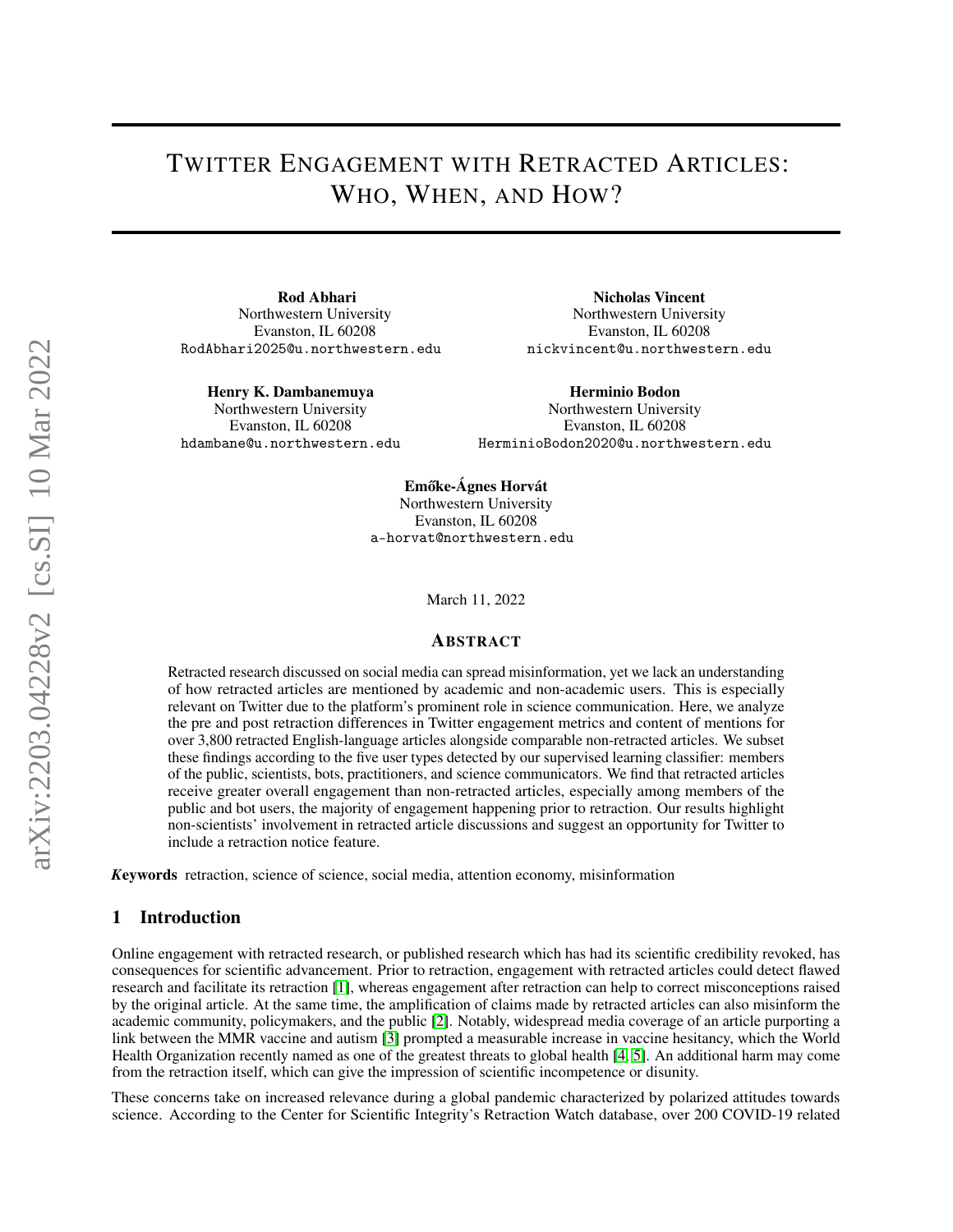# Twitter Engagement with Retracted Articles: Who, When, and How?

**Rod Abhari**
Northwestern University
Evanston, IL 60208
RodAbhari2025@u.northwestern.edu

**Nicholas Vincent**
Northwestern University
Evanston, IL 60208
nickvincent@u.northwestern.edu

**Henry K. Dambanemuya**
Northwestern University
Evanston, IL 60208
hdambane@u.northwestern.edu

**Herminio Bodon**
Northwestern University
Evanston, IL 60208
HerminioBodon2020@u.northwestern.edu

**Emőke-Ágnes Horvát**
Northwestern University
Evanston, IL 60208
a-horvat@northwestern.edu

March 11, 2022

## Abstract

Retracted research discussed on social media can spread misinformation, yet we lack an understanding of how retracted articles are mentioned by academic and non-academic users. This is especially relevant on Twitter due to the platform's prominent role in science communication. Here, we analyze the pre and post retraction differences in Twitter engagement metrics and content of mentions for over 3,800 retracted English-language articles alongside comparable non-retracted articles. We subset these findings according to the five user types detected by our supervised learning classifier: members of the public, scientists, bots, practitioners, and science communicators. We find that retracted articles receive greater overall engagement than non-retracted articles, especially among members of the public and bot users, the majority of engagement happening prior to retraction. Our results highlight non-scientists' involvement in retracted article discussions and suggest an opportunity for Twitter to include a retraction notice feature.

***Keywords*** retraction, science of science, social media, attention economy, misinformation

## 1 Introduction

Online engagement with retracted research, or published research which has had its scientific credibility revoked, has consequences for scientific advancement. Prior to retraction, engagement with retracted articles could detect flawed research and facilitate its retraction [1], whereas engagement after retraction can help to correct misconceptions raised by the original article. At the same time, the amplification of claims made by retracted articles can also misinform the academic community, policymakers, and the public [2]. Notably, widespread media coverage of an article purporting a link between the MMR vaccine and autism [3] prompted a measurable increase in vaccine hesitancy, which the World Health Organization recently named as one of the greatest threats to global health [4, 5]. An additional harm may come from the retraction itself, which can give the impression of scientific incompetence or disunity.

These concerns take on increased relevance during a global pandemic characterized by polarized attitudes towards science. According to the Center for Scientific Integrity's Retraction Watch database, over 200 COVID-19 related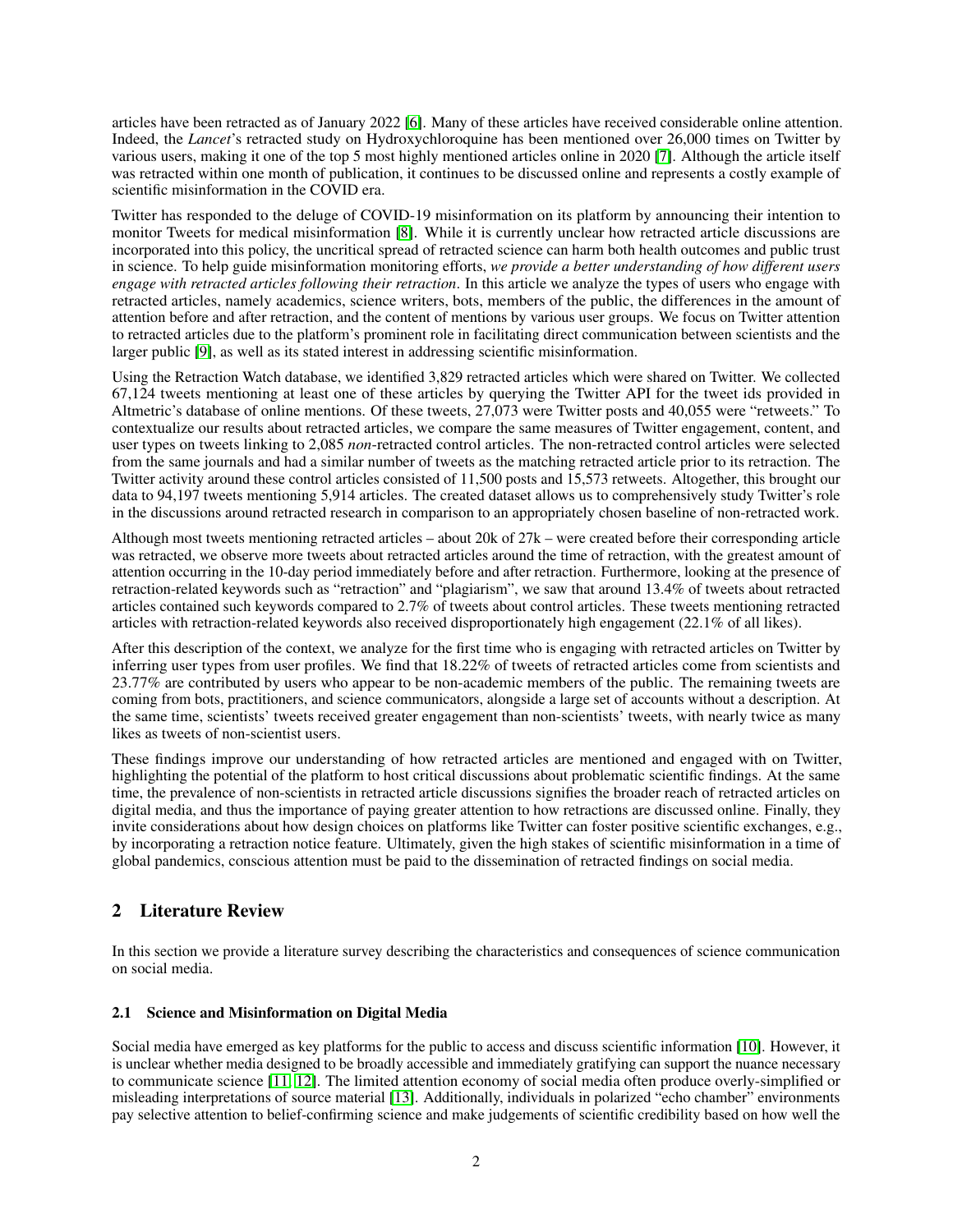articles have been retracted as of January 2022 [6]. Many of these articles have received considerable online attention. Indeed, the *Lancet*'s retracted study on Hydroxychloroquine has been mentioned over 26,000 times on Twitter by various users, making it one of the top 5 most highly mentioned articles online in 2020 [7]. Although the article itself was retracted within one month of publication, it continues to be discussed online and represents a costly example of scientific misinformation in the COVID era.

Twitter has responded to the deluge of COVID-19 misinformation on its platform by announcing their intention to monitor Tweets for medical misinformation [8]. While it is currently unclear how retracted article discussions are incorporated into this policy, the uncritical spread of retracted science can harm both health outcomes and public trust in science. To help guide misinformation monitoring efforts, *we provide a better understanding of how different users engage with retracted articles following their retraction*. In this article we analyze the types of users who engage with retracted articles, namely academics, science writers, bots, members of the public, the differences in the amount of attention before and after retraction, and the content of mentions by various user groups. We focus on Twitter attention to retracted articles due to the platform's prominent role in facilitating direct communication between scientists and the larger public [9], as well as its stated interest in addressing scientific misinformation.

Using the Retraction Watch database, we identified 3,829 retracted articles which were shared on Twitter. We collected 67,124 tweets mentioning at least one of these articles by querying the Twitter API for the tweet ids provided in Altmetric's database of online mentions. Of these tweets, 27,073 were Twitter posts and 40,055 were "retweets." To contextualize our results about retracted articles, we compare the same measures of Twitter engagement, content, and user types on tweets linking to 2,085 *non*-retracted control articles. The non-retracted control articles were selected from the same journals and had a similar number of tweets as the matching retracted article prior to its retraction. The Twitter activity around these control articles consisted of 11,500 posts and 15,573 retweets. Altogether, this brought our data to 94,197 tweets mentioning 5,914 articles. The created dataset allows us to comprehensively study Twitter's role in the discussions around retracted research in comparison to an appropriately chosen baseline of non-retracted work.

Although most tweets mentioning retracted articles – about 20k of 27k – were created before their corresponding article was retracted, we observe more tweets about retracted articles around the time of retraction, with the greatest amount of attention occurring in the 10-day period immediately before and after retraction. Furthermore, looking at the presence of retraction-related keywords such as "retraction" and "plagiarism", we saw that around 13.4% of tweets about retracted articles contained such keywords compared to 2.7% of tweets about control articles. These tweets mentioning retracted articles with retraction-related keywords also received disproportionately high engagement (22.1% of all likes).

After this description of the context, we analyze for the first time who is engaging with retracted articles on Twitter by inferring user types from user profiles. We find that 18.22% of tweets of retracted articles come from scientists and 23.77% are contributed by users who appear to be non-academic members of the public. The remaining tweets are coming from bots, practitioners, and science communicators, alongside a large set of accounts without a description. At the same time, scientists' tweets received greater engagement than non-scientists' tweets, with nearly twice as many likes as tweets of non-scientist users.

These findings improve our understanding of how retracted articles are mentioned and engaged with on Twitter, highlighting the potential of the platform to host critical discussions about problematic scientific findings. At the same time, the prevalence of non-scientists in retracted article discussions signifies the broader reach of retracted articles on digital media, and thus the importance of paying greater attention to how retractions are discussed online. Finally, they invite considerations about how design choices on platforms like Twitter can foster positive scientific exchanges, e.g., by incorporating a retraction notice feature. Ultimately, given the high stakes of scientific misinformation in a time of global pandemics, conscious attention must be paid to the dissemination of retracted findings on social media.

## 2 Literature Review

In this section we provide a literature survey describing the characteristics and consequences of science communication on social media.

### 2.1 Science and Misinformation on Digital Media

Social media have emerged as key platforms for the public to access and discuss scientific information [10]. However, it is unclear whether media designed to be broadly accessible and immediately gratifying can support the nuance necessary to communicate science [11, 12]. The limited attention economy of social media often produce overly-simplified or misleading interpretations of source material [13]. Additionally, individuals in polarized "echo chamber" environments pay selective attention to belief-confirming science and make judgements of scientific credibility based on how well the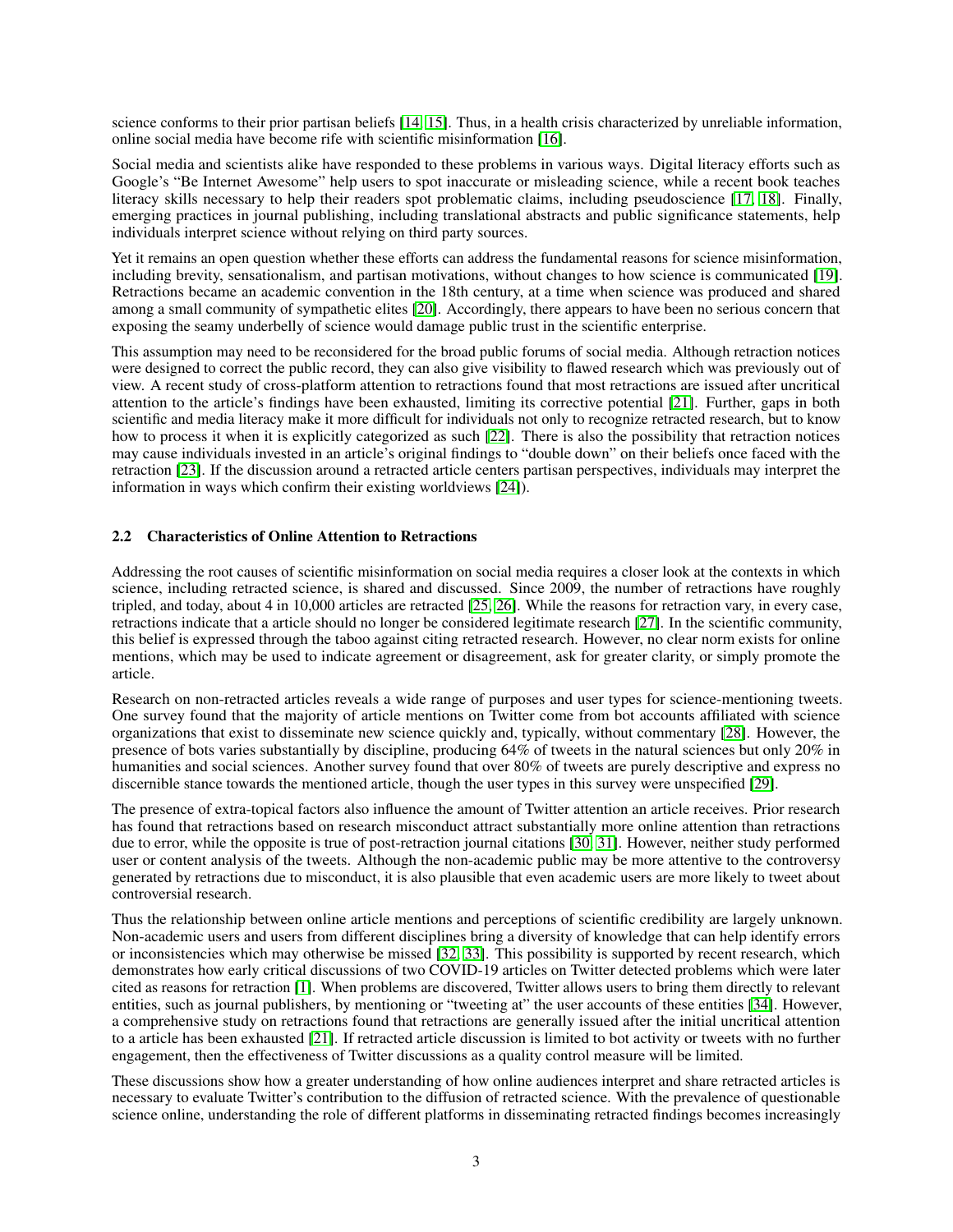science conforms to their prior partisan beliefs [14, 15]. Thus, in a health crisis characterized by unreliable information, online social media have become rife with scientific misinformation [16].

Social media and scientists alike have responded to these problems in various ways. Digital literacy efforts such as Google's "Be Internet Awesome" help users to spot inaccurate or misleading science, while a recent book teaches literacy skills necessary to help their readers spot problematic claims, including pseudoscience [17, 18]. Finally, emerging practices in journal publishing, including translational abstracts and public significance statements, help individuals interpret science without relying on third party sources.

Yet it remains an open question whether these efforts can address the fundamental reasons for science misinformation, including brevity, sensationalism, and partisan motivations, without changes to how science is communicated [19]. Retractions became an academic convention in the 18th century, at a time when science was produced and shared among a small community of sympathetic elites [20]. Accordingly, there appears to have been no serious concern that exposing the seamy underbelly of science would damage public trust in the scientific enterprise.

This assumption may need to be reconsidered for the broad public forums of social media. Although retraction notices were designed to correct the public record, they can also give visibility to flawed research which was previously out of view. A recent study of cross-platform attention to retractions found that most retractions are issued after uncritical attention to the article's findings have been exhausted, limiting its corrective potential [21]. Further, gaps in both scientific and media literacy make it more difficult for individuals not only to recognize retracted research, but to know how to process it when it is explicitly categorized as such [22]. There is also the possibility that retraction notices may cause individuals invested in an article's original findings to "double down" on their beliefs once faced with the retraction [23]. If the discussion around a retracted article centers partisan perspectives, individuals may interpret the information in ways which confirm their existing worldviews [24]).

### 2.2 Characteristics of Online Attention to Retractions

Addressing the root causes of scientific misinformation on social media requires a closer look at the contexts in which science, including retracted science, is shared and discussed. Since 2009, the number of retractions have roughly tripled, and today, about 4 in 10,000 articles are retracted [25, 26]. While the reasons for retraction vary, in every case, retractions indicate that a article should no longer be considered legitimate research [27]. In the scientific community, this belief is expressed through the taboo against citing retracted research. However, no clear norm exists for online mentions, which may be used to indicate agreement or disagreement, ask for greater clarity, or simply promote the article.

Research on non-retracted articles reveals a wide range of purposes and user types for science-mentioning tweets. One survey found that the majority of article mentions on Twitter come from bot accounts affiliated with science organizations that exist to disseminate new science quickly and, typically, without commentary [28]. However, the presence of bots varies substantially by discipline, producing 64% of tweets in the natural sciences but only 20% in humanities and social sciences. Another survey found that over 80% of tweets are purely descriptive and express no discernible stance towards the mentioned article, though the user types in this survey were unspecified [29].

The presence of extra-topical factors also influence the amount of Twitter attention an article receives. Prior research has found that retractions based on research misconduct attract substantially more online attention than retractions due to error, while the opposite is true of post-retraction journal citations [30, 31]. However, neither study performed user or content analysis of the tweets. Although the non-academic public may be more attentive to the controversy generated by retractions due to misconduct, it is also plausible that even academic users are more likely to tweet about controversial research.

Thus the relationship between online article mentions and perceptions of scientific credibility are largely unknown. Non-academic users and users from different disciplines bring a diversity of knowledge that can help identify errors or inconsistencies which may otherwise be missed [32, 33]. This possibility is supported by recent research, which demonstrates how early critical discussions of two COVID-19 articles on Twitter detected problems which were later cited as reasons for retraction [1]. When problems are discovered, Twitter allows users to bring them directly to relevant entities, such as journal publishers, by mentioning or "tweeting at" the user accounts of these entities [34]. However, a comprehensive study on retractions found that retractions are generally issued after the initial uncritical attention to a article has been exhausted [21]. If retracted article discussion is limited to bot activity or tweets with no further engagement, then the effectiveness of Twitter discussions as a quality control measure will be limited.

These discussions show how a greater understanding of how online audiences interpret and share retracted articles is necessary to evaluate Twitter's contribution to the diffusion of retracted science. With the prevalence of questionable science online, understanding the role of different platforms in disseminating retracted findings becomes increasingly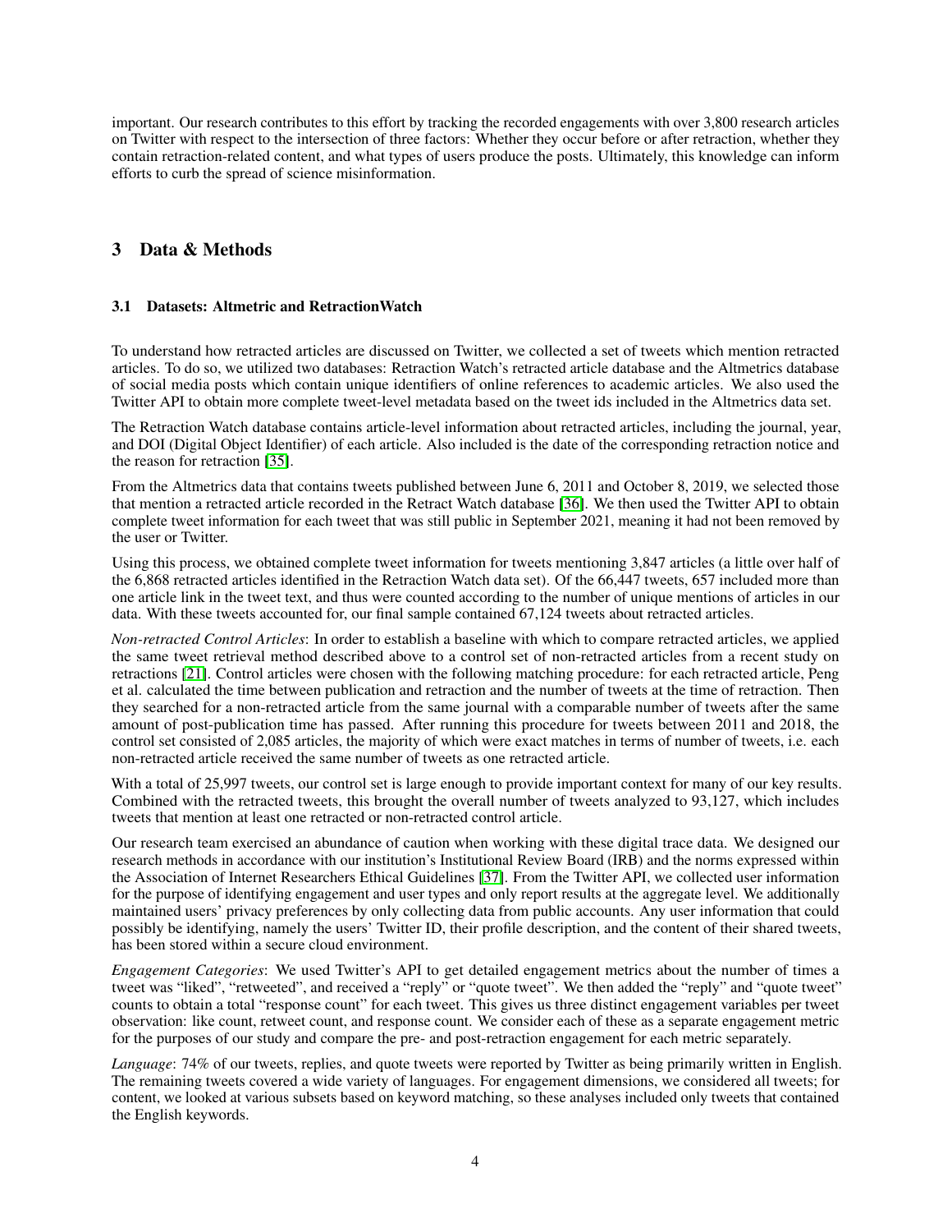important. Our research contributes to this effort by tracking the recorded engagements with over 3,800 research articles on Twitter with respect to the intersection of three factors: Whether they occur before or after retraction, whether they contain retraction-related content, and what types of users produce the posts. Ultimately, this knowledge can inform efforts to curb the spread of science misinformation.

## 3 Data & Methods

### 3.1 Datasets: Altmetric and RetractionWatch

To understand how retracted articles are discussed on Twitter, we collected a set of tweets which mention retracted articles. To do so, we utilized two databases: Retraction Watch's retracted article database and the Altmetrics database of social media posts which contain unique identifiers of online references to academic articles. We also used the Twitter API to obtain more complete tweet-level metadata based on the tweet ids included in the Altmetrics data set.

The Retraction Watch database contains article-level information about retracted articles, including the journal, year, and DOI (Digital Object Identifier) of each article. Also included is the date of the corresponding retraction notice and the reason for retraction [35].

From the Altmetrics data that contains tweets published between June 6, 2011 and October 8, 2019, we selected those that mention a retracted article recorded in the Retract Watch database [36]. We then used the Twitter API to obtain complete tweet information for each tweet that was still public in September 2021, meaning it had not been removed by the user or Twitter.

Using this process, we obtained complete tweet information for tweets mentioning 3,847 articles (a little over half of the 6,868 retracted articles identified in the Retraction Watch data set). Of the 66,447 tweets, 657 included more than one article link in the tweet text, and thus were counted according to the number of unique mentions of articles in our data. With these tweets accounted for, our final sample contained 67,124 tweets about retracted articles.

*Non-retracted Control Articles*: In order to establish a baseline with which to compare retracted articles, we applied the same tweet retrieval method described above to a control set of non-retracted articles from a recent study on retractions [21]. Control articles were chosen with the following matching procedure: for each retracted article, Peng et al. calculated the time between publication and retraction and the number of tweets at the time of retraction. Then they searched for a non-retracted article from the same journal with a comparable number of tweets after the same amount of post-publication time has passed. After running this procedure for tweets between 2011 and 2018, the control set consisted of 2,085 articles, the majority of which were exact matches in terms of number of tweets, i.e. each non-retracted article received the same number of tweets as one retracted article.

With a total of 25,997 tweets, our control set is large enough to provide important context for many of our key results. Combined with the retracted tweets, this brought the overall number of tweets analyzed to 93,127, which includes tweets that mention at least one retracted or non-retracted control article.

Our research team exercised an abundance of caution when working with these digital trace data. We designed our research methods in accordance with our institution's Institutional Review Board (IRB) and the norms expressed within the Association of Internet Researchers Ethical Guidelines [37]. From the Twitter API, we collected user information for the purpose of identifying engagement and user types and only report results at the aggregate level. We additionally maintained users' privacy preferences by only collecting data from public accounts. Any user information that could possibly be identifying, namely the users' Twitter ID, their profile description, and the content of their shared tweets, has been stored within a secure cloud environment.

*Engagement Categories*: We used Twitter's API to get detailed engagement metrics about the number of times a tweet was "liked", "retweeted", and received a "reply" or "quote tweet". We then added the "reply" and "quote tweet" counts to obtain a total "response count" for each tweet. This gives us three distinct engagement variables per tweet observation: like count, retweet count, and response count. We consider each of these as a separate engagement metric for the purposes of our study and compare the pre- and post-retraction engagement for each metric separately.

*Language*: 74% of our tweets, replies, and quote tweets were reported by Twitter as being primarily written in English. The remaining tweets covered a wide variety of languages. For engagement dimensions, we considered all tweets; for content, we looked at various subsets based on keyword matching, so these analyses included only tweets that contained the English keywords.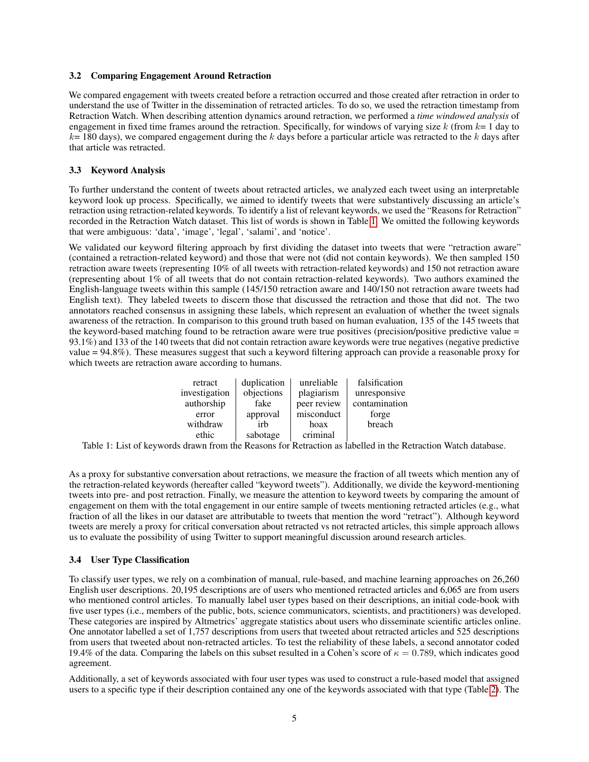### 3.2 Comparing Engagement Around Retraction

We compared engagement with tweets created before a retraction occurred and those created after retraction in order to understand the use of Twitter in the dissemination of retracted articles. To do so, we used the retraction timestamp from Retraction Watch. When describing attention dynamics around retraction, we performed a *time windowed analysis* of engagement in fixed time frames around the retraction. Specifically, for windows of varying size $k$ (from $k$= 1 day to $k$= 180 days), we compared engagement during the $k$ days before a particular article was retracted to the $k$ days after that article was retracted.

### 3.3 Keyword Analysis

To further understand the content of tweets about retracted articles, we analyzed each tweet using an interpretable keyword look up process. Specifically, we aimed to identify tweets that were substantively discussing an article's retraction using retraction-related keywords. To identify a list of relevant keywords, we used the "Reasons for Retraction" recorded in the Retraction Watch dataset. This list of words is shown in Table 1. We omitted the following keywords that were ambiguous: 'data', 'image', 'legal', 'salami', and 'notice'.

We validated our keyword filtering approach by first dividing the dataset into tweets that were "retraction aware" (contained a retraction-related keyword) and those that were not (did not contain keywords). We then sampled 150 retraction aware tweets (representing 10% of all tweets with retraction-related keywords) and 150 not retraction aware (representing about 1% of all tweets that do not contain retraction-related keywords). Two authors examined the English-language tweets within this sample (145/150 retraction aware and 140/150 not retraction aware tweets had English text). They labeled tweets to discern those that discussed the retraction and those that did not. The two annotators reached consensus in assigning these labels, which represent an evaluation of whether the tweet signals awareness of the retraction. In comparison to this ground truth based on human evaluation, 135 of the 145 tweets that the keyword-based matching found to be retraction aware were true positives (precision/positive predictive value = 93.1%) and 133 of the 140 tweets that did not contain retraction aware keywords were true negatives (negative predictive value = 94.8%). These measures suggest that such a keyword filtering approach can provide a reasonable proxy for which tweets are retraction aware according to humans.

| | | | |
|---|---|---|---|
| retract | duplication | unreliable | falsification |
| investigation | objections | plagiarism | unresponsive |
| authorship | fake | peer review | contamination |
| error | approval | misconduct | forge |
| withdraw | irb | hoax | breach |
| ethic | sabotage | criminal | |

Table 1: List of keywords drawn from the Reasons for Retraction as labelled in the Retraction Watch database.

As a proxy for substantive conversation about retractions, we measure the fraction of all tweets which mention any of the retraction-related keywords (hereafter called "keyword tweets"). Additionally, we divide the keyword-mentioning tweets into pre- and post retraction. Finally, we measure the attention to keyword tweets by comparing the amount of engagement on them with the total engagement in our entire sample of tweets mentioning retracted articles (e.g., what fraction of all the likes in our dataset are attributable to tweets that mention the word "retract"). Although keyword tweets are merely a proxy for critical conversation about retracted vs not retracted articles, this simple approach allows us to evaluate the possibility of using Twitter to support meaningful discussion around research articles.

### 3.4 User Type Classification

To classify user types, we rely on a combination of manual, rule-based, and machine learning approaches on 26,260 English user descriptions. 20,195 descriptions are of users who mentioned retracted articles and 6,065 are from users who mentioned control articles. To manually label user types based on their descriptions, an initial code-book with five user types (i.e., members of the public, bots, science communicators, scientists, and practitioners) was developed. These categories are inspired by Altmetrics' aggregate statistics about users who disseminate scientific articles online. One annotator labelled a set of 1,757 descriptions from users that tweeted about retracted articles and 525 descriptions from users that tweeted about non-retracted articles. To test the reliability of these labels, a second annotator coded 19.4% of the data. Comparing the labels on this subset resulted in a Cohen's score of $\kappa = 0.789$, which indicates good agreement.

Additionally, a set of keywords associated with four user types was used to construct a rule-based model that assigned users to a specific type if their description contained any one of the keywords associated with that type (Table 2). The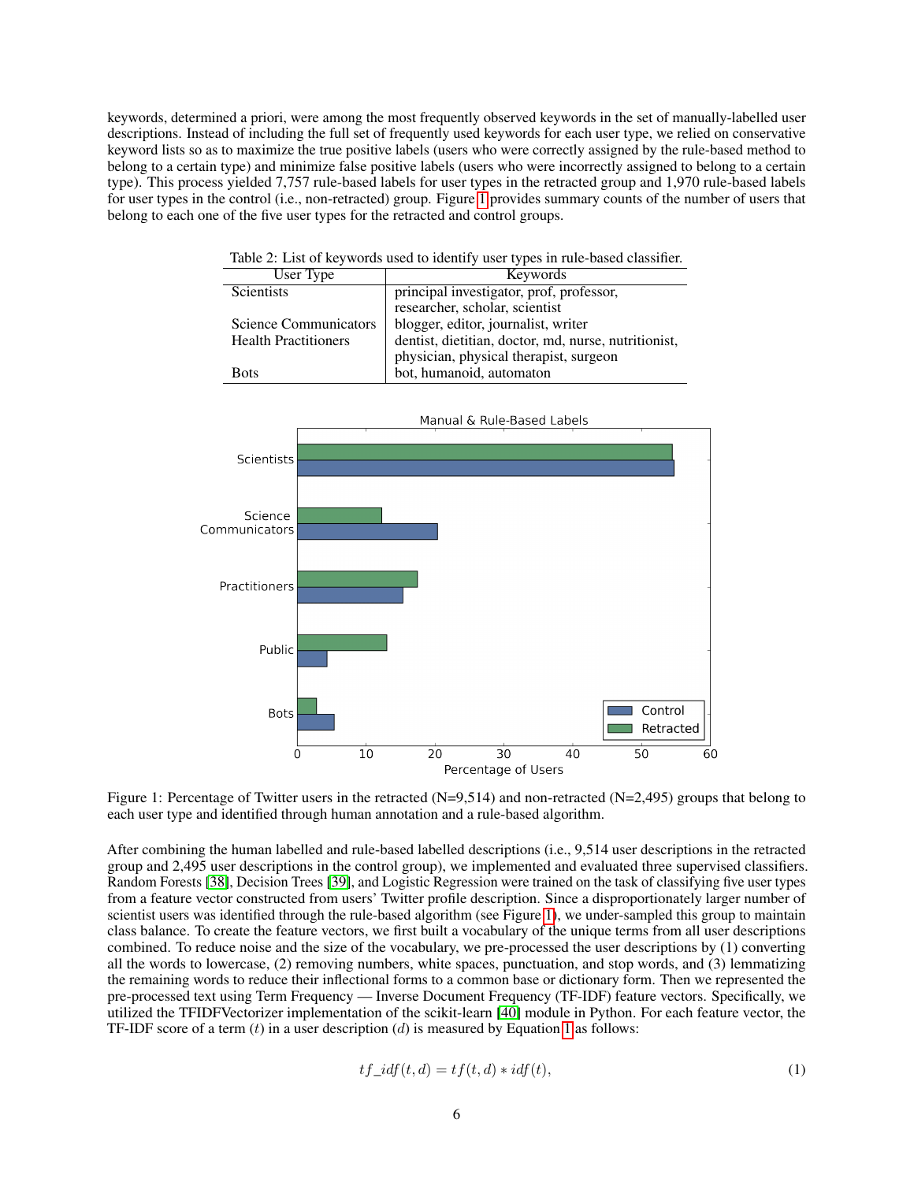keywords, determined a priori, were among the most frequently observed keywords in the set of manually-labelled user descriptions. Instead of including the full set of frequently used keywords for each user type, we relied on conservative keyword lists so as to maximize the true positive labels (users who were correctly assigned by the rule-based method to belong to a certain type) and minimize false positive labels (users who were incorrectly assigned to belong to a certain type). This process yielded 7,757 rule-based labels for user types in the retracted group and 1,970 rule-based labels for user types in the control (i.e., non-retracted) group. Figure 1 provides summary counts of the number of users that belong to each one of the five user types for the retracted and control groups.

Table 2: List of keywords used to identify user types in rule-based classifier.

| User Type | Keywords |
|---|---|
| Scientists | principal investigator, prof, professor, researcher, scholar, scientist |
| Science Communicators | blogger, editor, journalist, writer |
| Health Practitioners | dentist, dietitian, doctor, md, nurse, nutritionist, physician, physical therapist, surgeon |
| Bots | bot, humanoid, automaton |

Figure 1: Percentage of Twitter users in the retracted (N=9,514) and non-retracted (N=2,495) groups that belong to each user type and identified through human annotation and a rule-based algorithm.

After combining the human labelled and rule-based labelled descriptions (i.e., 9,514 user descriptions in the retracted group and 2,495 user descriptions in the control group), we implemented and evaluated three supervised classifiers. Random Forests [38], Decision Trees [39], and Logistic Regression were trained on the task of classifying five user types from a feature vector constructed from users' Twitter profile description. Since a disproportionately larger number of scientist users was identified through the rule-based algorithm (see Figure 1), we under-sampled this group to maintain class balance. To create the feature vectors, we first built a vocabulary of the unique terms from all user descriptions combined. To reduce noise and the size of the vocabulary, we pre-processed the user descriptions by (1) converting all the words to lowercase, (2) removing numbers, white spaces, punctuation, and stop words, and (3) lemmatizing the remaining words to reduce their inflectional forms to a common base or dictionary form. Then we represented the pre-processed text using Term Frequency — Inverse Document Frequency (TF-IDF) feature vectors. Specifically, we utilized the TFIDFVectorizer implementation of the scikit-learn [40] module in Python. For each feature vector, the TF-IDF score of a term ($t$) in a user description ($d$) is measured by Equation 1 as follows:

$$tf\_idf(t, d) = tf(t, d) * idf(t), \tag{1}$$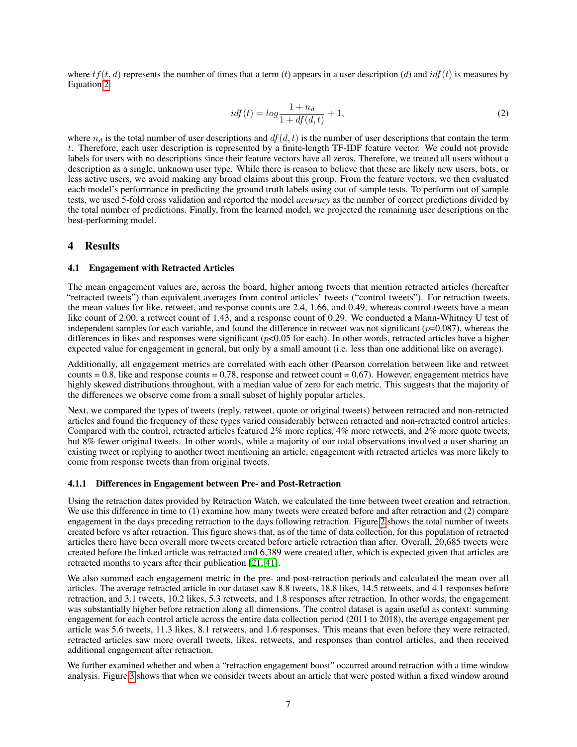where $tf(t, d)$ represents the number of times that a term ($t$) appears in a user description ($d$) and $idf(t)$ is measures by Equation 2:

$$idf(t) = log\frac{1 + n_d}{1 + df(d,t)} + 1, \tag{2}$$

where $n_d$ is the total number of user descriptions and $df(d, t)$ is the number of user descriptions that contain the term $t$. Therefore, each user description is represented by a finite-length TF-IDF feature vector. We could not provide labels for users with no descriptions since their feature vectors have all zeros. Therefore, we treated all users without a description as a single, unknown user type. While there is reason to believe that these are likely new users, bots, or less active users, we avoid making any broad claims about this group. From the feature vectors, we then evaluated each model's performance in predicting the ground truth labels using out of sample tests. To perform out of sample tests, we used 5-fold cross validation and reported the model *accuracy* as the number of correct predictions divided by the total number of predictions. Finally, from the learned model, we projected the remaining user descriptions on the best-performing model.

# 4 Results

## 4.1 Engagement with Retracted Articles

The mean engagement values are, across the board, higher among tweets that mention retracted articles (hereafter "retracted tweets") than equivalent averages from control articles' tweets ("control tweets"). For retraction tweets, the mean values for like, retweet, and response counts are 2.4, 1.66, and 0.49, whereas control tweets have a mean like count of 2.00, a retweet count of 1.43, and a response count of 0.29. We conducted a Mann-Whitney U test of independent samples for each variable, and found the difference in retweet was not significant ($p$=0.087), whereas the differences in likes and responses were significant ($p$<0.05 for each). In other words, retracted articles have a higher expected value for engagement in general, but only by a small amount (i.e. less than one additional like on average).

Additionally, all engagement metrics are correlated with each other (Pearson correlation between like and retweet counts = 0.8, like and response counts = 0.78, response and retweet count = 0.67). However, engagement metrics have highly skewed distributions throughout, with a median value of zero for each metric. This suggests that the majority of the differences we observe come from a small subset of highly popular articles.

Next, we compared the types of tweets (reply, retweet, quote or original tweets) between retracted and non-retracted articles and found the frequency of these types varied considerably between retracted and non-retracted control articles. Compared with the control, retracted articles featured 2% more replies, 4% more retweets, and 2% more quote tweets, but 8% fewer original tweets. In other words, while a majority of our total observations involved a user sharing an existing tweet or replying to another tweet mentioning an article, engagement with retracted articles was more likely to come from response tweets than from original tweets.

### 4.1.1 Differences in Engagement between Pre- and Post-Retraction

Using the retraction dates provided by Retraction Watch, we calculated the time between tweet creation and retraction. We use this difference in time to (1) examine how many tweets were created before and after retraction and (2) compare engagement in the days preceding retraction to the days following retraction. Figure 2 shows the total number of tweets created before vs after retraction. This figure shows that, as of the time of data collection, for this population of retracted articles there have been overall more tweets created before article retraction than after. Overall, 20,685 tweets were created before the linked article was retracted and 6,389 were created after, which is expected given that articles are retracted months to years after their publication [21, 41].

We also summed each engagement metric in the pre- and post-retraction periods and calculated the mean over all articles. The average retracted article in our dataset saw 8.8 tweets, 18.8 likes, 14.5 retweets, and 4.1 responses before retraction, and 3.1 tweets, 10.2 likes, 5.3 retweets, and 1.8 responses after retraction. In other words, the engagement was substantially higher before retraction along all dimensions. The control dataset is again useful as context: summing engagement for each control article across the entire data collection period (2011 to 2018), the average engagement per article was 5.6 tweets, 11.3 likes, 8.1 retweets, and 1.6 responses. This means that even before they were retracted, retracted articles saw more overall tweets, likes, retweets, and responses than control articles, and then received additional engagement after retraction.

We further examined whether and when a "retraction engagement boost" occurred around retraction with a time window analysis. Figure 3 shows that when we consider tweets about an article that were posted within a fixed window around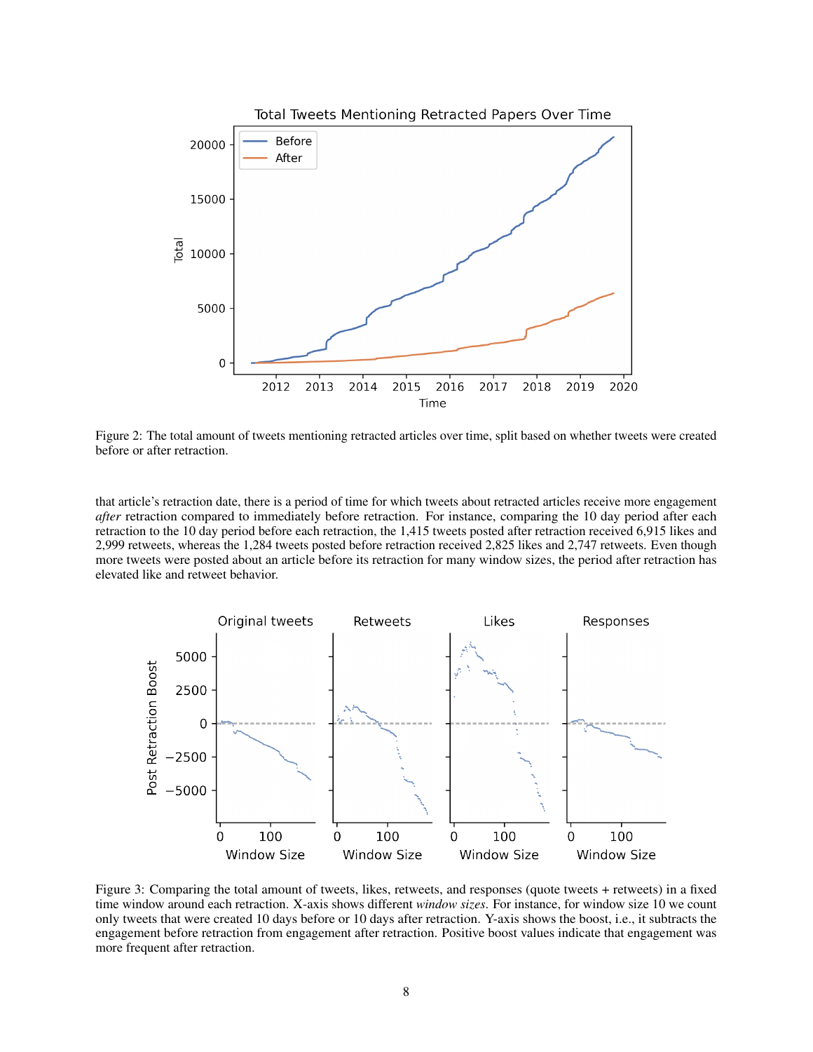Figure 2: The total amount of tweets mentioning retracted articles over time, split based on whether tweets were created before or after retraction.

that article's retraction date, there is a period of time for which tweets about retracted articles receive more engagement *after* retraction compared to immediately before retraction. For instance, comparing the 10 day period after each retraction to the 10 day period before each retraction, the 1,415 tweets posted after retraction received 6,915 likes and 2,999 retweets, whereas the 1,284 tweets posted before retraction received 2,825 likes and 2,747 retweets. Even though more tweets were posted about an article before its retraction for many window sizes, the period after retraction has elevated like and retweet behavior.

Figure 3: Comparing the total amount of tweets, likes, retweets, and responses (quote tweets + retweets) in a fixed time window around each retraction. X-axis shows different *window sizes*. For instance, for window size 10 we count only tweets that were created 10 days before or 10 days after retraction. Y-axis shows the boost, i.e., it subtracts the engagement before retraction from engagement after retraction. Positive boost values indicate that engagement was more frequent after retraction.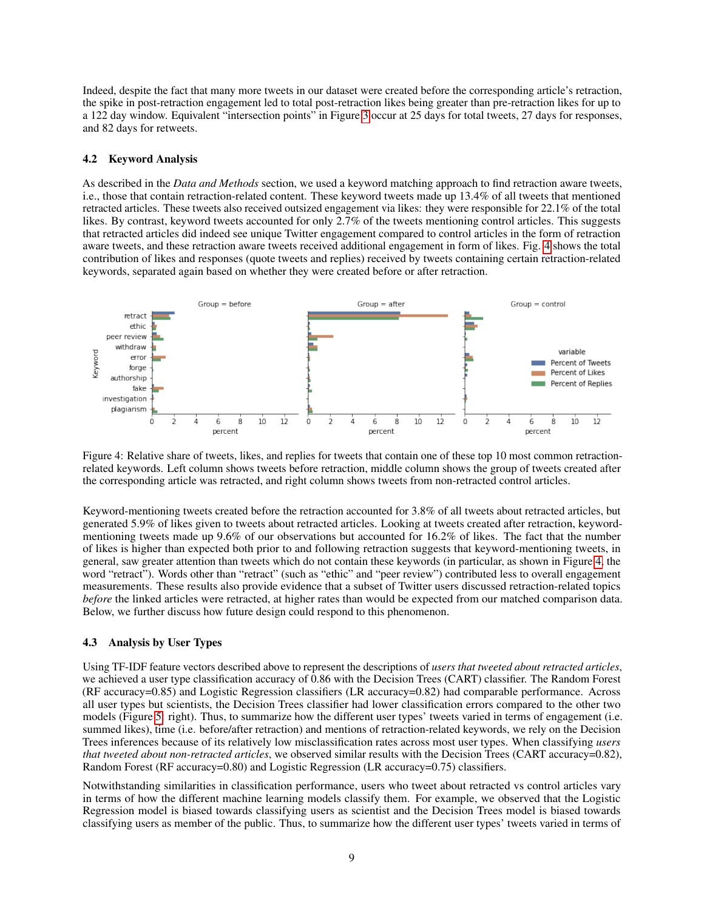Indeed, despite the fact that many more tweets in our dataset were created before the corresponding article's retraction, the spike in post-retraction engagement led to total post-retraction likes being greater than pre-retraction likes for up to a 122 day window. Equivalent "intersection points" in Figure 3 occur at 25 days for total tweets, 27 days for responses, and 82 days for retweets.

### 4.2 Keyword Analysis

As described in the *Data and Methods* section, we used a keyword matching approach to find retraction aware tweets, i.e., those that contain retraction-related content. These keyword tweets made up 13.4% of all tweets that mentioned retracted articles. These tweets also received outsized engagement via likes: they were responsible for 22.1% of the total likes. By contrast, keyword tweets accounted for only 2.7% of the tweets mentioning control articles. This suggests that retracted articles did indeed see unique Twitter engagement compared to control articles in the form of retraction aware tweets, and these retraction aware tweets received additional engagement in form of likes. Fig. 4 shows the total contribution of likes and responses (quote tweets and replies) received by tweets containing certain retraction-related keywords, separated again based on whether they were created before or after retraction.

Figure 4: Relative share of tweets, likes, and replies for tweets that contain one of these top 10 most common retraction-related keywords. Left column shows tweets before retraction, middle column shows the group of tweets created after the corresponding article was retracted, and right column shows tweets from non-retracted control articles.

Keyword-mentioning tweets created before the retraction accounted for 3.8% of all tweets about retracted articles, but generated 5.9% of likes given to tweets about retracted articles. Looking at tweets created after retraction, keyword-mentioning tweets made up 9.6% of our observations but accounted for 16.2% of likes. The fact that the number of likes is higher than expected both prior to and following retraction suggests that keyword-mentioning tweets, in general, saw greater attention than tweets which do not contain these keywords (in particular, as shown in Figure 4, the word "retract"). Words other than "retract" (such as "ethic" and "peer review") contributed less to overall engagement measurements. These results also provide evidence that a subset of Twitter users discussed retraction-related topics *before* the linked articles were retracted, at higher rates than would be expected from our matched comparison data. Below, we further discuss how future design could respond to this phenomenon.

### 4.3 Analysis by User Types

Using TF-IDF feature vectors described above to represent the descriptions of *users that tweeted about retracted articles*, we achieved a user type classification accuracy of 0.86 with the Decision Trees (CART) classifier. The Random Forest (RF accuracy=0.85) and Logistic Regression classifiers (LR accuracy=0.82) had comparable performance. Across all user types but scientists, the Decision Trees classifier had lower classification errors compared to the other two models (Figure 5, right). Thus, to summarize how the different user types' tweets varied in terms of engagement (i.e. summed likes), time (i.e. before/after retraction) and mentions of retraction-related keywords, we rely on the Decision Trees inferences because of its relatively low misclassification rates across most user types. When classifying *users that tweeted about non-retracted articles*, we observed similar results with the Decision Trees (CART accuracy=0.82), Random Forest (RF accuracy=0.80) and Logistic Regression (LR accuracy=0.75) classifiers.

Notwithstanding similarities in classification performance, users who tweet about retracted vs control articles vary in terms of how the different machine learning models classify them. For example, we observed that the Logistic Regression model is biased towards classifying users as scientist and the Decision Trees model is biased towards classifying users as member of the public. Thus, to summarize how the different user types' tweets varied in terms of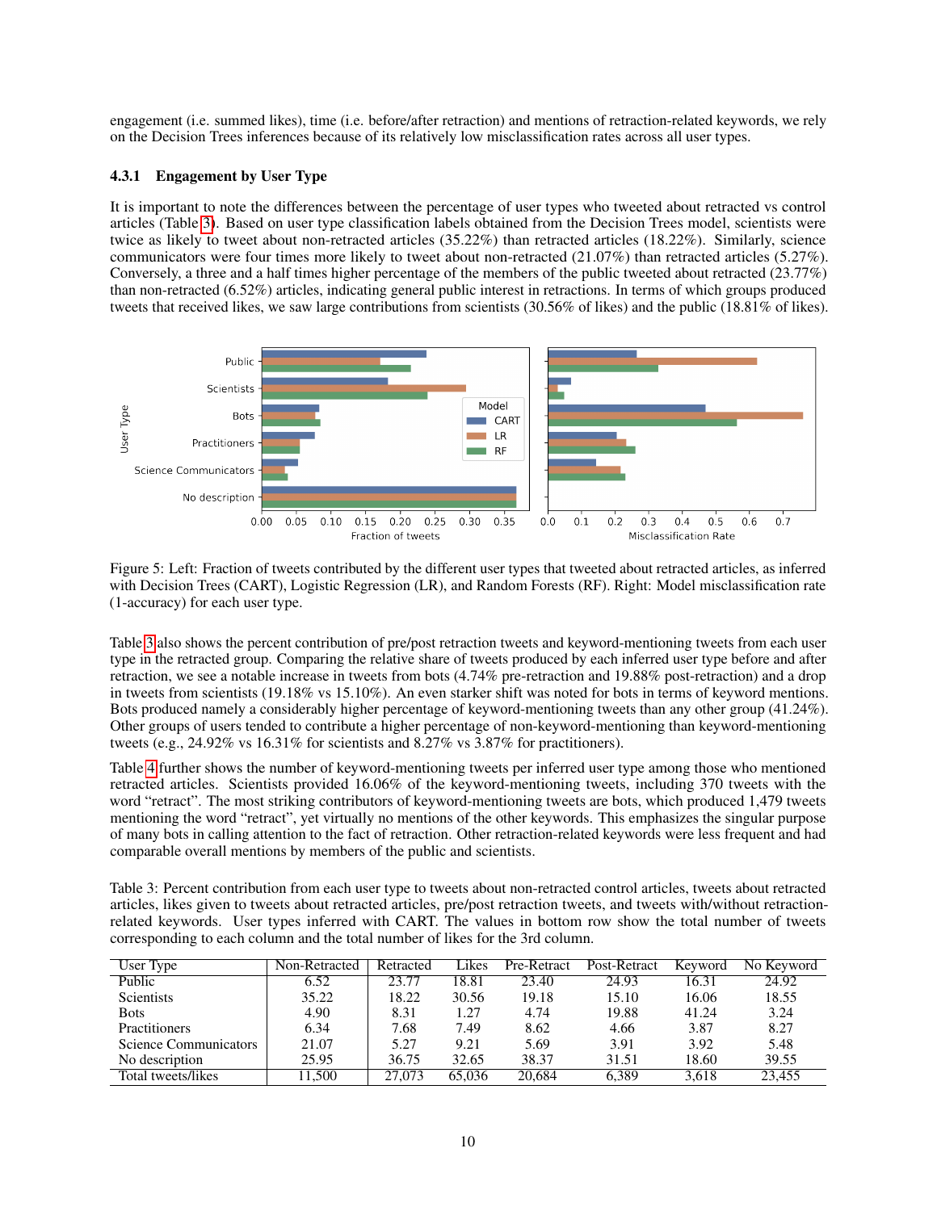engagement (i.e. summed likes), time (i.e. before/after retraction) and mentions of retraction-related keywords, we rely on the Decision Trees inferences because of its relatively low misclassification rates across all user types.

#### 4.3.1 Engagement by User Type

It is important to note the differences between the percentage of user types who tweeted about retracted vs control articles (Table 3). Based on user type classification labels obtained from the Decision Trees model, scientists were twice as likely to tweet about non-retracted articles (35.22%) than retracted articles (18.22%). Similarly, science communicators were four times more likely to tweet about non-retracted (21.07%) than retracted articles (5.27%). Conversely, a three and a half times higher percentage of the members of the public tweeted about retracted (23.77%) than non-retracted (6.52%) articles, indicating general public interest in retractions. In terms of which groups produced tweets that received likes, we saw large contributions from scientists (30.56% of likes) and the public (18.81% of likes).

Figure 5: Left: Fraction of tweets contributed by the different user types that tweeted about retracted articles, as inferred with Decision Trees (CART), Logistic Regression (LR), and Random Forests (RF). Right: Model misclassification rate (1-accuracy) for each user type.

Table 3 also shows the percent contribution of pre/post retraction tweets and keyword-mentioning tweets from each user type in the retracted group. Comparing the relative share of tweets produced by each inferred user type before and after retraction, we see a notable increase in tweets from bots (4.74% pre-retraction and 19.88% post-retraction) and a drop in tweets from scientists (19.18% vs 15.10%). An even starker shift was noted for bots in terms of keyword mentions. Bots produced namely a considerably higher percentage of keyword-mentioning tweets than any other group (41.24%). Other groups of users tended to contribute a higher percentage of non-keyword-mentioning than keyword-mentioning tweets (e.g., 24.92% vs 16.31% for scientists and 8.27% vs 3.87% for practitioners).

Table 4 further shows the number of keyword-mentioning tweets per inferred user type among those who mentioned retracted articles. Scientists provided 16.06% of the keyword-mentioning tweets, including 370 tweets with the word "retract". The most striking contributors of keyword-mentioning tweets are bots, which produced 1,479 tweets mentioning the word "retract", yet virtually no mentions of the other keywords. This emphasizes the singular purpose of many bots in calling attention to the fact of retraction. Other retraction-related keywords were less frequent and had comparable overall mentions by members of the public and scientists.

Table 3: Percent contribution from each user type to tweets about non-retracted control articles, tweets about retracted articles, likes given to tweets about retracted articles, pre/post retraction tweets, and tweets with/without retraction-related keywords. User types inferred with CART. The values in bottom row show the total number of tweets corresponding to each column and the total number of likes for the 3rd column.

| User Type | Non-Retracted | Retracted | Likes | Pre-Retract | Post-Retract | Keyword | No Keyword |
|---|---|---|---|---|---|---|---|
| Public | 6.52 | 23.77 | 18.81 | 23.40 | 24.93 | 16.31 | 24.92 |
| Scientists | 35.22 | 18.22 | 30.56 | 19.18 | 15.10 | 16.06 | 18.55 |
| Bots | 4.90 | 8.31 | 1.27 | 4.74 | 19.88 | 41.24 | 3.24 |
| Practitioners | 6.34 | 7.68 | 7.49 | 8.62 | 4.66 | 3.87 | 8.27 |
| Science Communicators | 21.07 | 5.27 | 9.21 | 5.69 | 3.91 | 3.92 | 5.48 |
| No description | 25.95 | 36.75 | 32.65 | 38.37 | 31.51 | 18.60 | 39.55 |
| Total tweets/likes | 11,500 | 27,073 | 65,036 | 20,684 | 6,389 | 3,618 | 23,455 |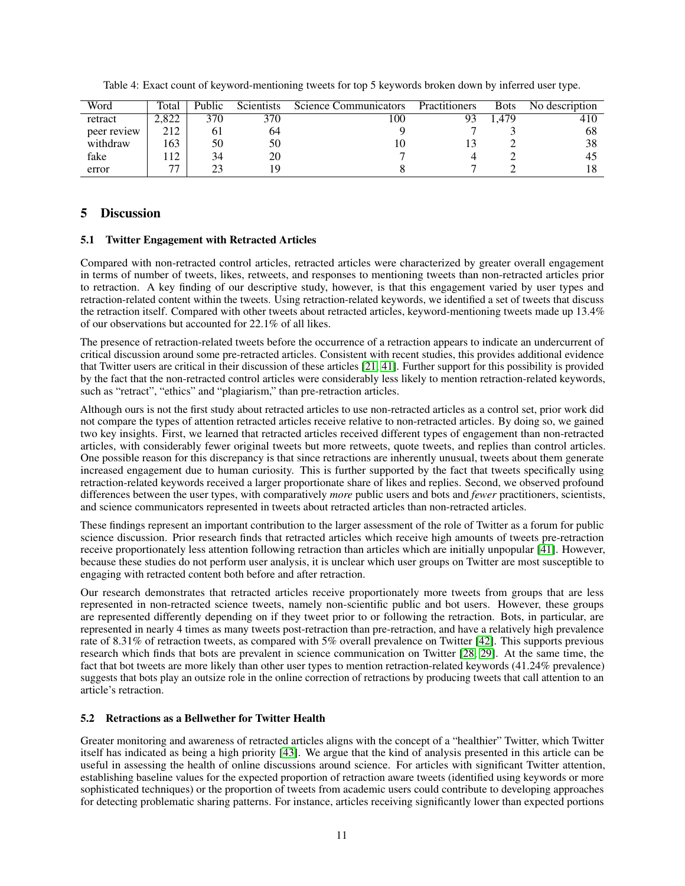Table 4: Exact count of keyword-mentioning tweets for top 5 keywords broken down by inferred user type.

| Word | Total | Public | Scientists | Science Communicators | Practitioners | Bots | No description |
|---|---|---|---|---|---|---|---|
| retract | 2,822 | 370 | 370 | 100 | 93 | 1,479 | 410 |
| peer review | 212 | 61 | 64 | 9 | 7 | 3 | 68 |
| withdraw | 163 | 50 | 50 | 10 | 13 | 2 | 38 |
| fake | 112 | 34 | 20 | 7 | 4 | 2 | 45 |
| error | 77 | 23 | 19 | 8 | 7 | 2 | 18 |

## 5 Discussion

### 5.1 Twitter Engagement with Retracted Articles

Compared with non-retracted control articles, retracted articles were characterized by greater overall engagement in terms of number of tweets, likes, retweets, and responses to mentioning tweets than non-retracted articles prior to retraction. A key finding of our descriptive study, however, is that this engagement varied by user types and retraction-related content within the tweets. Using retraction-related keywords, we identified a set of tweets that discuss the retraction itself. Compared with other tweets about retracted articles, keyword-mentioning tweets made up 13.4% of our observations but accounted for 22.1% of all likes.

The presence of retraction-related tweets before the occurrence of a retraction appears to indicate an undercurrent of critical discussion around some pre-retracted articles. Consistent with recent studies, this provides additional evidence that Twitter users are critical in their discussion of these articles [21, 41]. Further support for this possibility is provided by the fact that the non-retracted control articles were considerably less likely to mention retraction-related keywords, such as "retract", "ethics" and "plagiarism," than pre-retraction articles.

Although ours is not the first study about retracted articles to use non-retracted articles as a control set, prior work did not compare the types of attention retracted articles receive relative to non-retracted articles. By doing so, we gained two key insights. First, we learned that retracted articles received different types of engagement than non-retracted articles, with considerably fewer original tweets but more retweets, quote tweets, and replies than control articles. One possible reason for this discrepancy is that since retractions are inherently unusual, tweets about them generate increased engagement due to human curiosity. This is further supported by the fact that tweets specifically using retraction-related keywords received a larger proportionate share of likes and replies. Second, we observed profound differences between the user types, with comparatively *more* public users and bots and *fewer* practitioners, scientists, and science communicators represented in tweets about retracted articles than non-retracted articles.

These findings represent an important contribution to the larger assessment of the role of Twitter as a forum for public science discussion. Prior research finds that retracted articles which receive high amounts of tweets pre-retraction receive proportionately less attention following retraction than articles which are initially unpopular [41]. However, because these studies do not perform user analysis, it is unclear which user groups on Twitter are most susceptible to engaging with retracted content both before and after retraction.

Our research demonstrates that retracted articles receive proportionately more tweets from groups that are less represented in non-retracted science tweets, namely non-scientific public and bot users. However, these groups are represented differently depending on if they tweet prior to or following the retraction. Bots, in particular, are represented in nearly 4 times as many tweets post-retraction than pre-retraction, and have a relatively high prevalence rate of 8.31% of retraction tweets, as compared with 5% overall prevalence on Twitter [42]. This supports previous research which finds that bots are prevalent in science communication on Twitter [28, 29]. At the same time, the fact that bot tweets are more likely than other user types to mention retraction-related keywords (41.24% prevalence) suggests that bots play an outsize role in the online correction of retractions by producing tweets that call attention to an article's retraction.

### 5.2 Retractions as a Bellwether for Twitter Health

Greater monitoring and awareness of retracted articles aligns with the concept of a "healthier" Twitter, which Twitter itself has indicated as being a high priority [43]. We argue that the kind of analysis presented in this article can be useful in assessing the health of online discussions around science. For articles with significant Twitter attention, establishing baseline values for the expected proportion of retraction aware tweets (identified using keywords or more sophisticated techniques) or the proportion of tweets from academic users could contribute to developing approaches for detecting problematic sharing patterns. For instance, articles receiving significantly lower than expected portions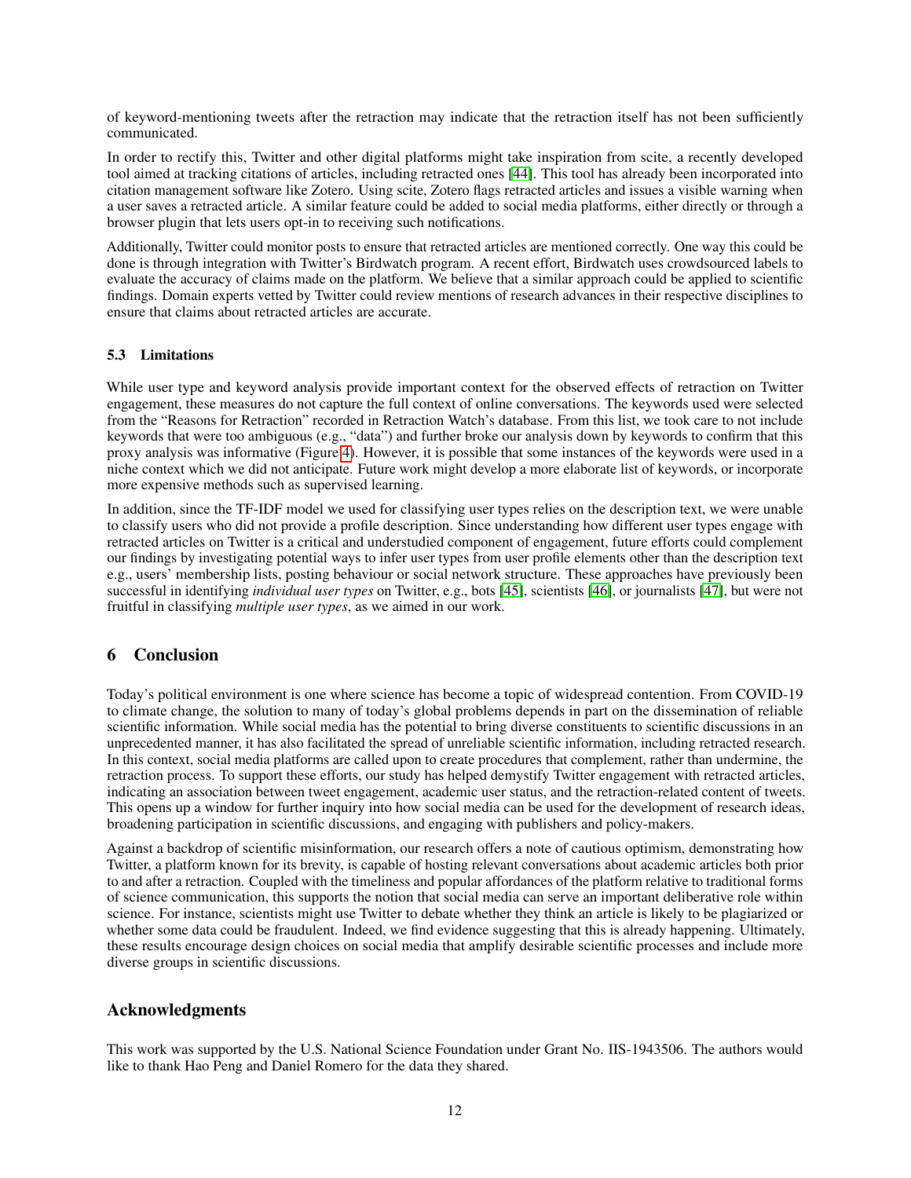of keyword-mentioning tweets after the retraction may indicate that the retraction itself has not been sufficiently communicated.

In order to rectify this, Twitter and other digital platforms might take inspiration from scite, a recently developed tool aimed at tracking citations of articles, including retracted ones [44]. This tool has already been incorporated into citation management software like Zotero. Using scite, Zotero flags retracted articles and issues a visible warning when a user saves a retracted article. A similar feature could be added to social media platforms, either directly or through a browser plugin that lets users opt-in to receiving such notifications.

Additionally, Twitter could monitor posts to ensure that retracted articles are mentioned correctly. One way this could be done is through integration with Twitter's Birdwatch program. A recent effort, Birdwatch uses crowdsourced labels to evaluate the accuracy of claims made on the platform. We believe that a similar approach could be applied to scientific findings. Domain experts vetted by Twitter could review mentions of research advances in their respective disciplines to ensure that claims about retracted articles are accurate.

### 5.3 Limitations

While user type and keyword analysis provide important context for the observed effects of retraction on Twitter engagement, these measures do not capture the full context of online conversations. The keywords used were selected from the "Reasons for Retraction" recorded in Retraction Watch's database. From this list, we took care to not include keywords that were too ambiguous (e.g., "data") and further broke our analysis down by keywords to confirm that this proxy analysis was informative (Figure 4). However, it is possible that some instances of the keywords were used in a niche context which we did not anticipate. Future work might develop a more elaborate list of keywords, or incorporate more expensive methods such as supervised learning.

In addition, since the TF-IDF model we used for classifying user types relies on the description text, we were unable to classify users who did not provide a profile description. Since understanding how different user types engage with retracted articles on Twitter is a critical and understudied component of engagement, future efforts could complement our findings by investigating potential ways to infer user types from user profile elements other than the description text e.g., users' membership lists, posting behaviour or social network structure. These approaches have previously been successful in identifying *individual user types* on Twitter, e.g., bots [45], scientists [46], or journalists [47], but were not fruitful in classifying *multiple user types*, as we aimed in our work.

## 6 Conclusion

Today's political environment is one where science has become a topic of widespread contention. From COVID-19 to climate change, the solution to many of today's global problems depends in part on the dissemination of reliable scientific information. While social media has the potential to bring diverse constituents to scientific discussions in an unprecedented manner, it has also facilitated the spread of unreliable scientific information, including retracted research. In this context, social media platforms are called upon to create procedures that complement, rather than undermine, the retraction process. To support these efforts, our study has helped demystify Twitter engagement with retracted articles, indicating an association between tweet engagement, academic user status, and the retraction-related content of tweets. This opens up a window for further inquiry into how social media can be used for the development of research ideas, broadening participation in scientific discussions, and engaging with publishers and policy-makers.

Against a backdrop of scientific misinformation, our research offers a note of cautious optimism, demonstrating how Twitter, a platform known for its brevity, is capable of hosting relevant conversations about academic articles both prior to and after a retraction. Coupled with the timeliness and popular affordances of the platform relative to traditional forms of science communication, this supports the notion that social media can serve an important deliberative role within science. For instance, scientists might use Twitter to debate whether they think an article is likely to be plagiarized or whether some data could be fraudulent. Indeed, we find evidence suggesting that this is already happening. Ultimately, these results encourage design choices on social media that amplify desirable scientific processes and include more diverse groups in scientific discussions.

## Acknowledgments

This work was supported by the U.S. National Science Foundation under Grant No. IIS-1943506. The authors would like to thank Hao Peng and Daniel Romero for the data they shared.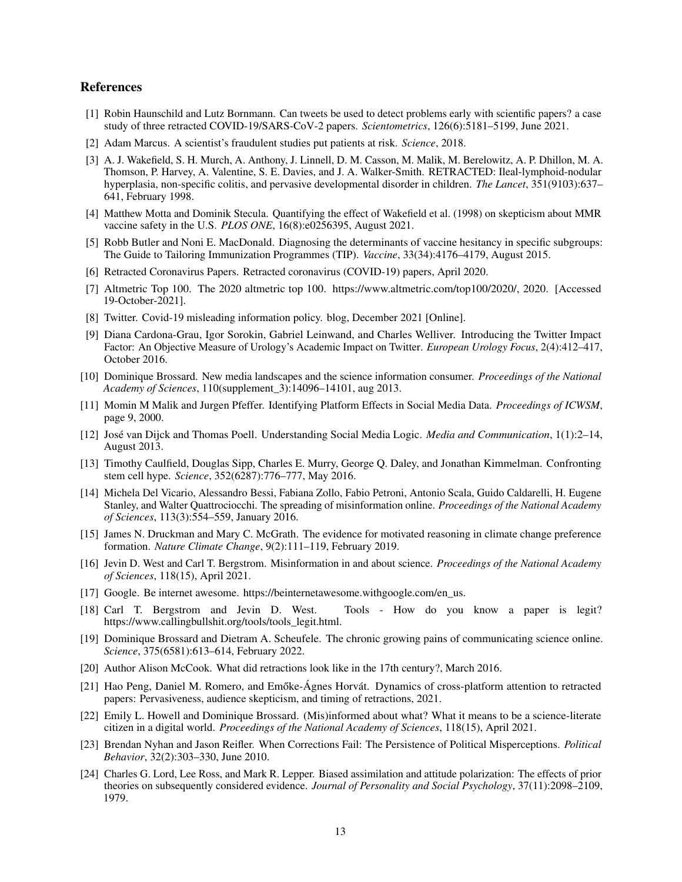## References

[1] Robin Haunschild and Lutz Bornmann. Can tweets be used to detect problems early with scientific papers? a case study of three retracted COVID-19/SARS-CoV-2 papers. *Scientometrics*, 126(6):5181–5199, June 2021.

[2] Adam Marcus. A scientist's fraudulent studies put patients at risk. *Science*, 2018.

[3] A. J. Wakefield, S. H. Murch, A. Anthony, J. Linnell, D. M. Casson, M. Malik, M. Berelowitz, A. P. Dhillon, M. A. Thomson, P. Harvey, A. Valentine, S. E. Davies, and J. A. Walker-Smith. RETRACTED: Ileal-lymphoid-nodular hyperplasia, non-specific colitis, and pervasive developmental disorder in children. *The Lancet*, 351(9103):637–641, February 1998.

[4] Matthew Motta and Dominik Stecula. Quantifying the effect of Wakefield et al. (1998) on skepticism about MMR vaccine safety in the U.S. *PLOS ONE*, 16(8):e0256395, August 2021.

[5] Robb Butler and Noni E. MacDonald. Diagnosing the determinants of vaccine hesitancy in specific subgroups: The Guide to Tailoring Immunization Programmes (TIP). *Vaccine*, 33(34):4176–4179, August 2015.

[6] Retracted Coronavirus Papers. Retracted coronavirus (COVID-19) papers, April 2020.

[7] Altmetric Top 100. The 2020 altmetric top 100. https://www.altmetric.com/top100/2020/, 2020. [Accessed 19-October-2021].

[8] Twitter. Covid-19 misleading information policy. blog, December 2021 [Online].

[9] Diana Cardona-Grau, Igor Sorokin, Gabriel Leinwand, and Charles Welliver. Introducing the Twitter Impact Factor: An Objective Measure of Urology's Academic Impact on Twitter. *European Urology Focus*, 2(4):412–417, October 2016.

[10] Dominique Brossard. New media landscapes and the science information consumer. *Proceedings of the National Academy of Sciences*, 110(supplement_3):14096–14101, aug 2013.

[11] Momin M Malik and Jurgen Pfeffer. Identifying Platform Effects in Social Media Data. *Proceedings of ICWSM*, page 9, 2000.

[12] José van Dijck and Thomas Poell. Understanding Social Media Logic. *Media and Communication*, 1(1):2–14, August 2013.

[13] Timothy Caulfield, Douglas Sipp, Charles E. Murry, George Q. Daley, and Jonathan Kimmelman. Confronting stem cell hype. *Science*, 352(6287):776–777, May 2016.

[14] Michela Del Vicario, Alessandro Bessi, Fabiana Zollo, Fabio Petroni, Antonio Scala, Guido Caldarelli, H. Eugene Stanley, and Walter Quattrociocchi. The spreading of misinformation online. *Proceedings of the National Academy of Sciences*, 113(3):554–559, January 2016.

[15] James N. Druckman and Mary C. McGrath. The evidence for motivated reasoning in climate change preference formation. *Nature Climate Change*, 9(2):111–119, February 2019.

[16] Jevin D. West and Carl T. Bergstrom. Misinformation in and about science. *Proceedings of the National Academy of Sciences*, 118(15), April 2021.

[17] Google. Be internet awesome. https://beinternetawesome.withgoogle.com/en_us.

[18] Carl T. Bergstrom and Jevin D. West. Tools - How do you know a paper is legit? https://www.callingbullshit.org/tools/tools_legit.html.

[19] Dominique Brossard and Dietram A. Scheufele. The chronic growing pains of communicating science online. *Science*, 375(6581):613–614, February 2022.

[20] Author Alison McCook. What did retractions look like in the 17th century?, March 2016.

[21] Hao Peng, Daniel M. Romero, and Emőke-Ágnes Horvát. Dynamics of cross-platform attention to retracted papers: Pervasiveness, audience skepticism, and timing of retractions, 2021.

[22] Emily L. Howell and Dominique Brossard. (Mis)informed about what? What it means to be a science-literate citizen in a digital world. *Proceedings of the National Academy of Sciences*, 118(15), April 2021.

[23] Brendan Nyhan and Jason Reifler. When Corrections Fail: The Persistence of Political Misperceptions. *Political Behavior*, 32(2):303–330, June 2010.

[24] Charles G. Lord, Lee Ross, and Mark R. Lepper. Biased assimilation and attitude polarization: The effects of prior theories on subsequently considered evidence. *Journal of Personality and Social Psychology*, 37(11):2098–2109, 1979.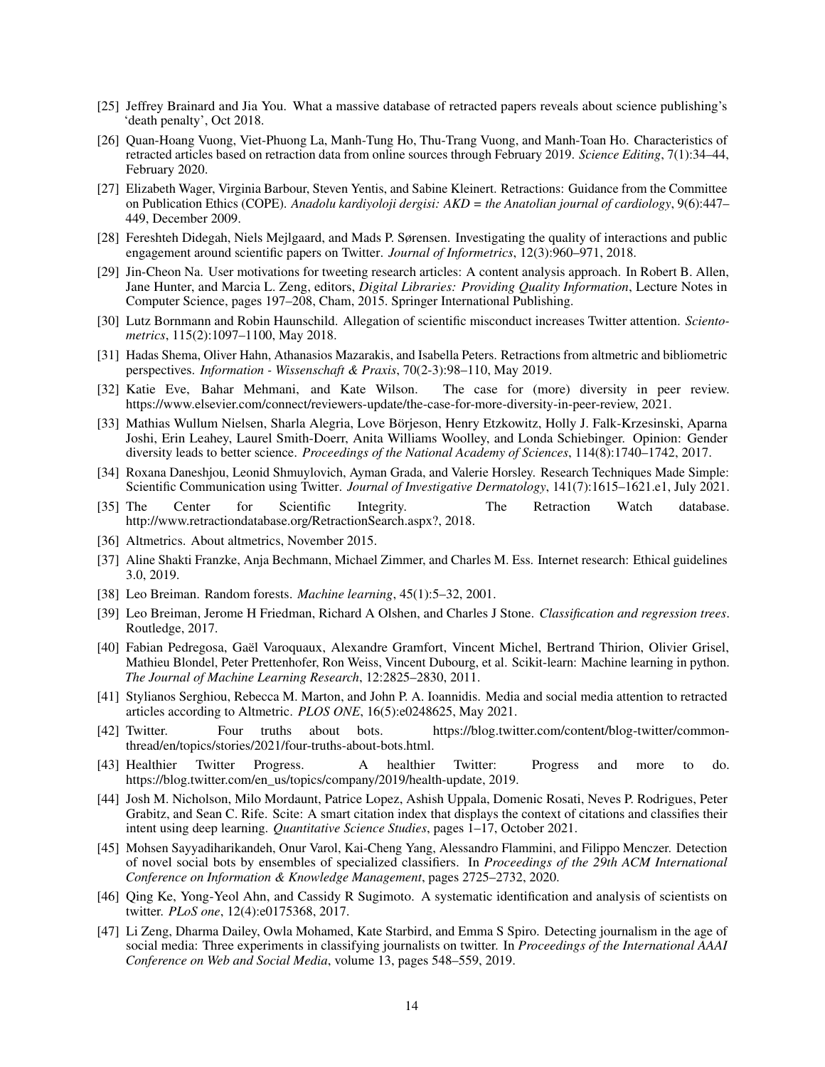[25] Jeffrey Brainard and Jia You. What a massive database of retracted papers reveals about science publishing's 'death penalty', Oct 2018.

[26] Quan-Hoang Vuong, Viet-Phuong La, Manh-Tung Ho, Thu-Trang Vuong, and Manh-Toan Ho. Characteristics of retracted articles based on retraction data from online sources through February 2019. *Science Editing*, 7(1):34–44, February 2020.

[27] Elizabeth Wager, Virginia Barbour, Steven Yentis, and Sabine Kleinert. Retractions: Guidance from the Committee on Publication Ethics (COPE). *Anadolu kardiyoloji dergisi: AKD = the Anatolian journal of cardiology*, 9(6):447–449, December 2009.

[28] Fereshteh Didegah, Niels Mejlgaard, and Mads P. Sørensen. Investigating the quality of interactions and public engagement around scientific papers on Twitter. *Journal of Informetrics*, 12(3):960–971, 2018.

[29] Jin-Cheon Na. User motivations for tweeting research articles: A content analysis approach. In Robert B. Allen, Jane Hunter, and Marcia L. Zeng, editors, *Digital Libraries: Providing Quality Information*, Lecture Notes in Computer Science, pages 197–208, Cham, 2015. Springer International Publishing.

[30] Lutz Bornmann and Robin Haunschild. Allegation of scientific misconduct increases Twitter attention. *Scientometrics*, 115(2):1097–1100, May 2018.

[31] Hadas Shema, Oliver Hahn, Athanasios Mazarakis, and Isabella Peters. Retractions from altmetric and bibliometric perspectives. *Information - Wissenschaft & Praxis*, 70(2-3):98–110, May 2019.

[32] Katie Eve, Bahar Mehmani, and Kate Wilson. The case for (more) diversity in peer review. https://www.elsevier.com/connect/reviewers-update/the-case-for-more-diversity-in-peer-review, 2021.

[33] Mathias Wullum Nielsen, Sharla Alegria, Love Börjeson, Henry Etzkowitz, Holly J. Falk-Krzesinski, Aparna Joshi, Erin Leahey, Laurel Smith-Doerr, Anita Williams Woolley, and Londa Schiebinger. Opinion: Gender diversity leads to better science. *Proceedings of the National Academy of Sciences*, 114(8):1740–1742, 2017.

[34] Roxana Daneshjou, Leonid Shmuylovich, Ayman Grada, and Valerie Horsley. Research Techniques Made Simple: Scientific Communication using Twitter. *Journal of Investigative Dermatology*, 141(7):1615–1621.e1, July 2021.

[35] The Center for Scientific Integrity. The Retraction Watch database. http://www.retractiondatabase.org/RetractionSearch.aspx?, 2018.

[36] Altmetrics. About altmetrics, November 2015.

[37] Aline Shakti Franzke, Anja Bechmann, Michael Zimmer, and Charles M. Ess. Internet research: Ethical guidelines 3.0, 2019.

[38] Leo Breiman. Random forests. *Machine learning*, 45(1):5–32, 2001.

[39] Leo Breiman, Jerome H Friedman, Richard A Olshen, and Charles J Stone. *Classification and regression trees*. Routledge, 2017.

[40] Fabian Pedregosa, Gaël Varoquaux, Alexandre Gramfort, Vincent Michel, Bertrand Thirion, Olivier Grisel, Mathieu Blondel, Peter Prettenhofer, Ron Weiss, Vincent Dubourg, et al. Scikit-learn: Machine learning in python. *The Journal of Machine Learning Research*, 12:2825–2830, 2011.

[41] Stylianos Serghiou, Rebecca M. Marton, and John P. A. Ioannidis. Media and social media attention to retracted articles according to Altmetric. *PLOS ONE*, 16(5):e0248625, May 2021.

[42] Twitter. Four truths about bots. https://blog.twitter.com/content/blog-twitter/common-thread/en/topics/stories/2021/four-truths-about-bots.html.

[43] Healthier Twitter Progress. A healthier Twitter: Progress and more to do. https://blog.twitter.com/en_us/topics/company/2019/health-update, 2019.

[44] Josh M. Nicholson, Milo Mordaunt, Patrice Lopez, Ashish Uppala, Domenic Rosati, Neves P. Rodrigues, Peter Grabitz, and Sean C. Rife. Scite: A smart citation index that displays the context of citations and classifies their intent using deep learning. *Quantitative Science Studies*, pages 1–17, October 2021.

[45] Mohsen Sayyadiharikandeh, Onur Varol, Kai-Cheng Yang, Alessandro Flammini, and Filippo Menczer. Detection of novel social bots by ensembles of specialized classifiers. In *Proceedings of the 29th ACM International Conference on Information & Knowledge Management*, pages 2725–2732, 2020.

[46] Qing Ke, Yong-Yeol Ahn, and Cassidy R Sugimoto. A systematic identification and analysis of scientists on twitter. *PLoS one*, 12(4):e0175368, 2017.

[47] Li Zeng, Dharma Dailey, Owla Mohamed, Kate Starbird, and Emma S Spiro. Detecting journalism in the age of social media: Three experiments in classifying journalists on twitter. In *Proceedings of the International AAAI Conference on Web and Social Media*, volume 13, pages 548–559, 2019.